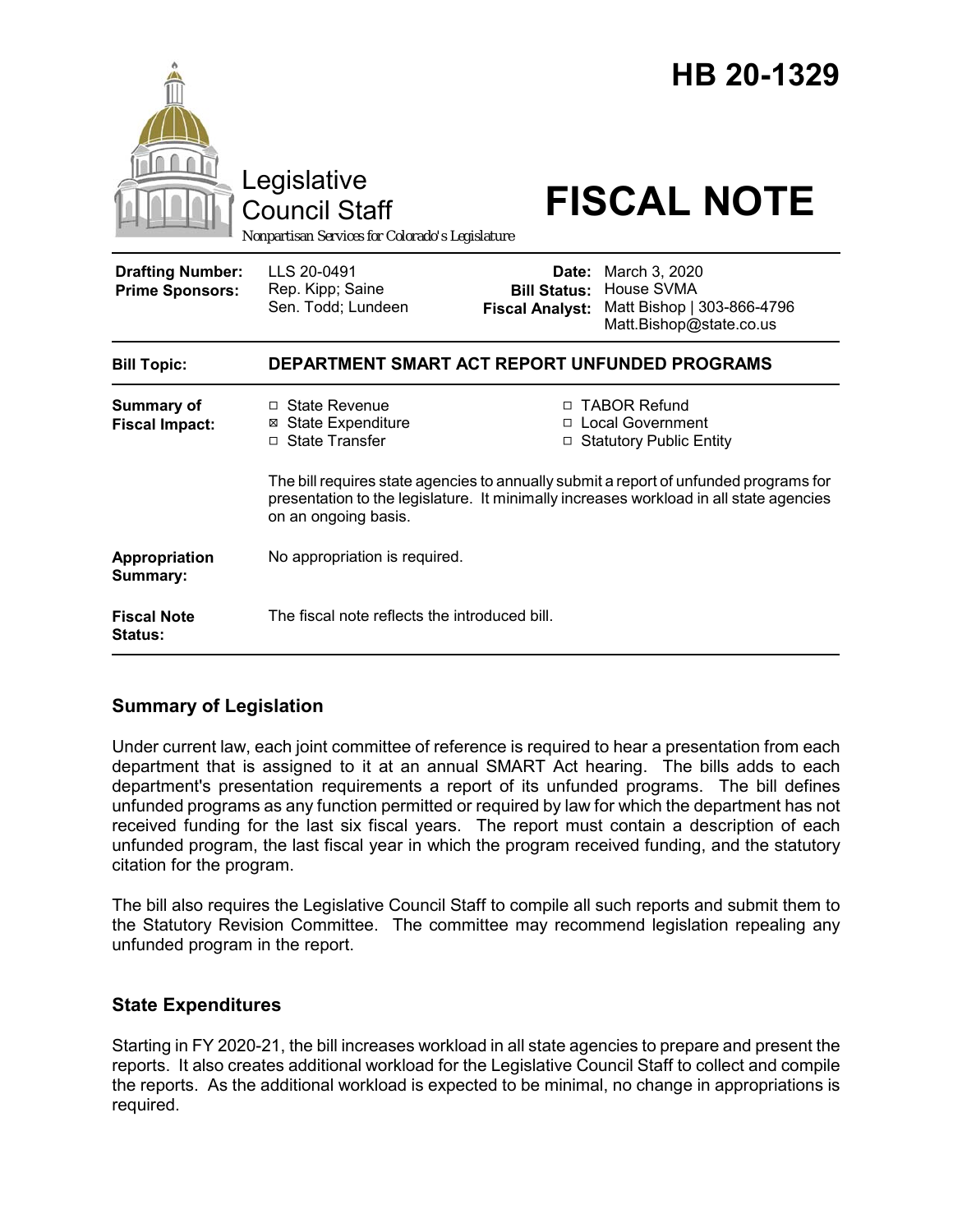# HB 20-1329

Legislative Council Staff

*Nonpartisan Services for Colorado's Legislature*

# FISCAL NOTE

| | | | |
|---|---|---|---|
| **Drafting Number:** | LLS 20-0491 | **Date:** | March 3, 2020 |
| **Prime Sponsors:** | Rep. Kipp; Saine<br>Sen. Todd; Lundeen | **Bill Status:** | House SVMA |
| | | **Fiscal Analyst:** | Matt Bishop \| 303-866-4796<br>Matt.Bishop@state.co.us |

| | |
|---|---|
| **Bill Topic:** | **DEPARTMENT SMART ACT REPORT UNFUNDED PROGRAMS** |
| **Summary of Fiscal Impact:** | ☐ State Revenue ☒ State Expenditure ☐ State Transfer ☐ TABOR Refund ☐ Local Government ☐ Statutory Public Entity<br><br>The bill requires state agencies to annually submit a report of unfunded programs for presentation to the legislature. It minimally increases workload in all state agencies on an ongoing basis. |
| **Appropriation Summary:** | No appropriation is required. |
| **Fiscal Note Status:** | The fiscal note reflects the introduced bill. |

## Summary of Legislation

Under current law, each joint committee of reference is required to hear a presentation from each department that is assigned to it at an annual SMART Act hearing. The bills adds to each department's presentation requirements a report of its unfunded programs. The bill defines unfunded programs as any function permitted or required by law for which the department has not received funding for the last six fiscal years. The report must contain a description of each unfunded program, the last fiscal year in which the program received funding, and the statutory citation for the program.

The bill also requires the Legislative Council Staff to compile all such reports and submit them to the Statutory Revision Committee. The committee may recommend legislation repealing any unfunded program in the report.

## State Expenditures

Starting in FY 2020-21, the bill increases workload in all state agencies to prepare and present the reports. It also creates additional workload for the Legislative Council Staff to collect and compile the reports. As the additional workload is expected to be minimal, no change in appropriations is required.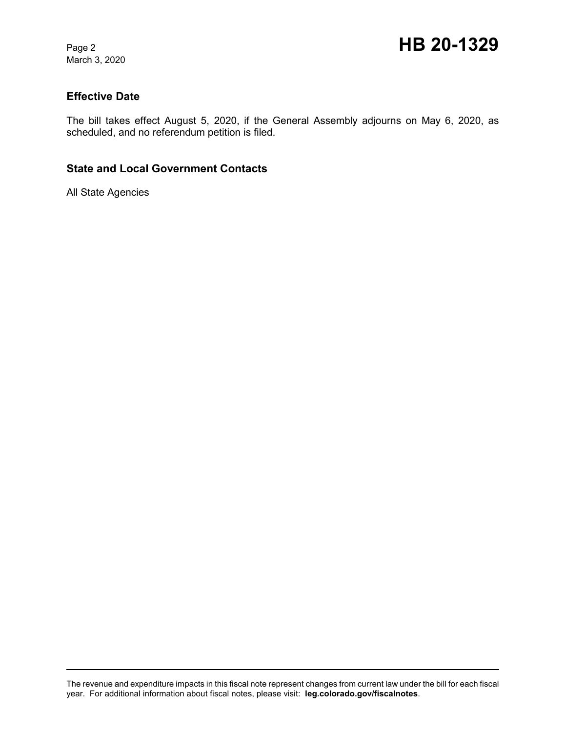## Effective Date

The bill takes effect August 5, 2020, if the General Assembly adjourns on May 6, 2020, as scheduled, and no referendum petition is filed.

## State and Local Government Contacts

All State Agencies

---

The revenue and expenditure impacts in this fiscal note represent changes from current law under the bill for each fiscal year. For additional information about fiscal notes, please visit: **leg.colorado.gov/fiscalnotes**.